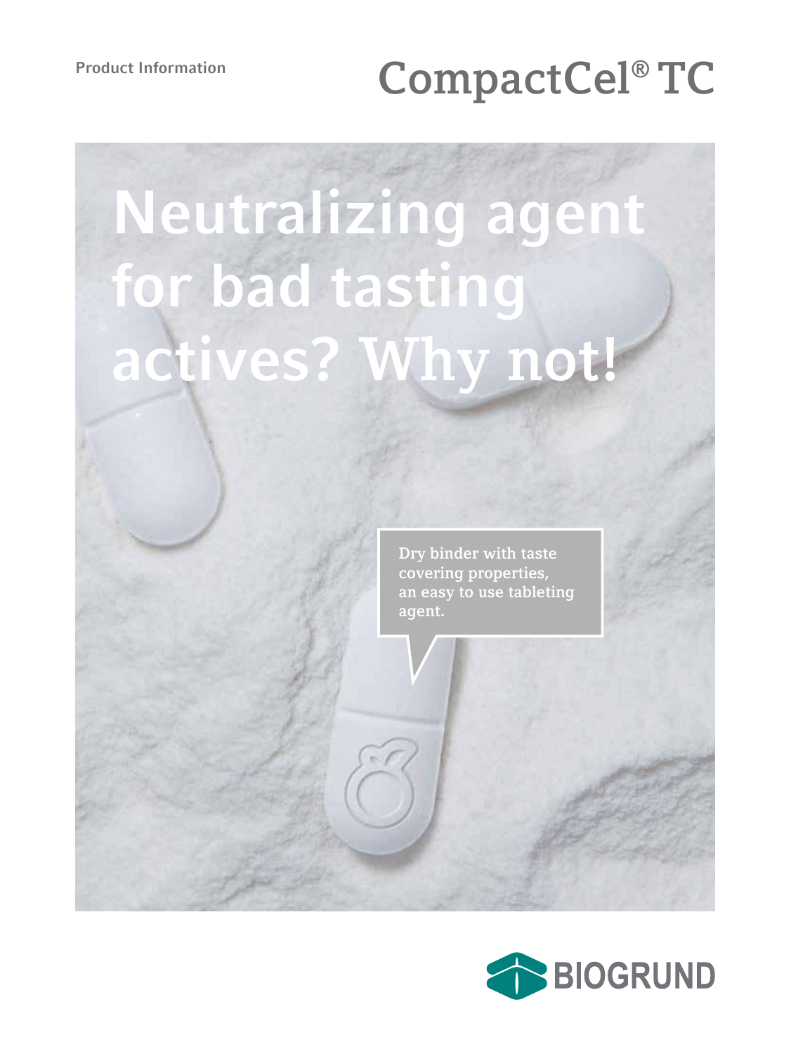Product Information

# CompactCel® TC

# Neutralizing agent for bad tasting actives? Why not!

Dry binder with taste covering properties, an easy to use tableting agent.

BIOGRUND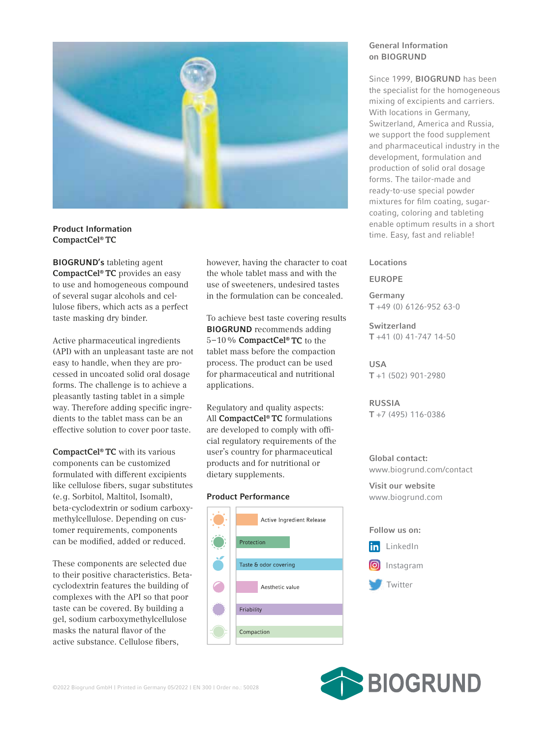## Product Information CompactCel® TC

**BIOGRUND's** tableting agent **CompactCel® TC** provides an easy to use and homogeneous compound of several sugar alcohols and cellulose fibers, which acts as a perfect taste masking dry binder.

Active pharmaceutical ingredients (API) with an unpleasant taste are not easy to handle, when they are processed in uncoated solid oral dosage forms. The challenge is to achieve a pleasantly tasting tablet in a simple way. Therefore adding specific ingredients to the tablet mass can be an effective solution to cover poor taste.

**CompactCel® TC** with its various components can be customized formulated with different excipients like cellulose fibers, sugar substitutes (e.g. Sorbitol, Maltitol, Isomalt), beta-cyclodextrin or sodium carboxymethylcellulose. Depending on customer requirements, components can be modified, added or reduced.

These components are selected due to their positive characteristics. Beta-cyclodextrin features the building of complexes with the API so that poor taste can be covered. By building a gel, sodium carboxymethylcellulose masks the natural flavor of the active substance. Cellulose fibers, however, having the character to coat the whole tablet mass and with the use of sweeteners, undesired tastes in the formulation can be concealed.

To achieve best taste covering results **BIOGRUND** recommends adding 5–10 % **CompactCel® TC** to the tablet mass before the compaction process. The product can be used for pharmaceutical and nutritional applications.

Regulatory and quality aspects:
All **CompactCel® TC** formulations are developed to comply with official regulatory requirements of the user's country for pharmaceutical products and for nutritional or dietary supplements.

### Product Performance

Active Ingredient Release
Protection
Taste & odor covering
Aesthetic value
Friability
Compaction

### General Information on BIOGRUND

Since 1999, **BIOGRUND** has been the specialist for the homogeneous mixing of excipients and carriers. With locations in Germany, Switzerland, America and Russia, we support the food supplement and pharmaceutical industry in the development, formulation and production of solid oral dosage forms. The tailor-made and ready-to-use special powder mixtures for film coating, sugar-coating, coloring and tableting enable optimum results in a short time. Easy, fast and reliable!

### Locations

**EUROPE**

**Germany**
**T** +49 (0) 6126-952 63-0

**Switzerland**
**T** +41 (0) 41-747 14-50

**USA**
**T** +1 (502) 901-2980

**RUSSIA**
**T** +7 (495) 116-0386

**Global contact:**
www.biogrund.com/contact

**Visit our website**
www.biogrund.com

**Follow us on:**
LinkedIn
Instagram
Twitter

BIOGRUND

©2022 Biogrund GmbH | Printed in Germany 05/2022 | EN 300 | Order no.: 50028